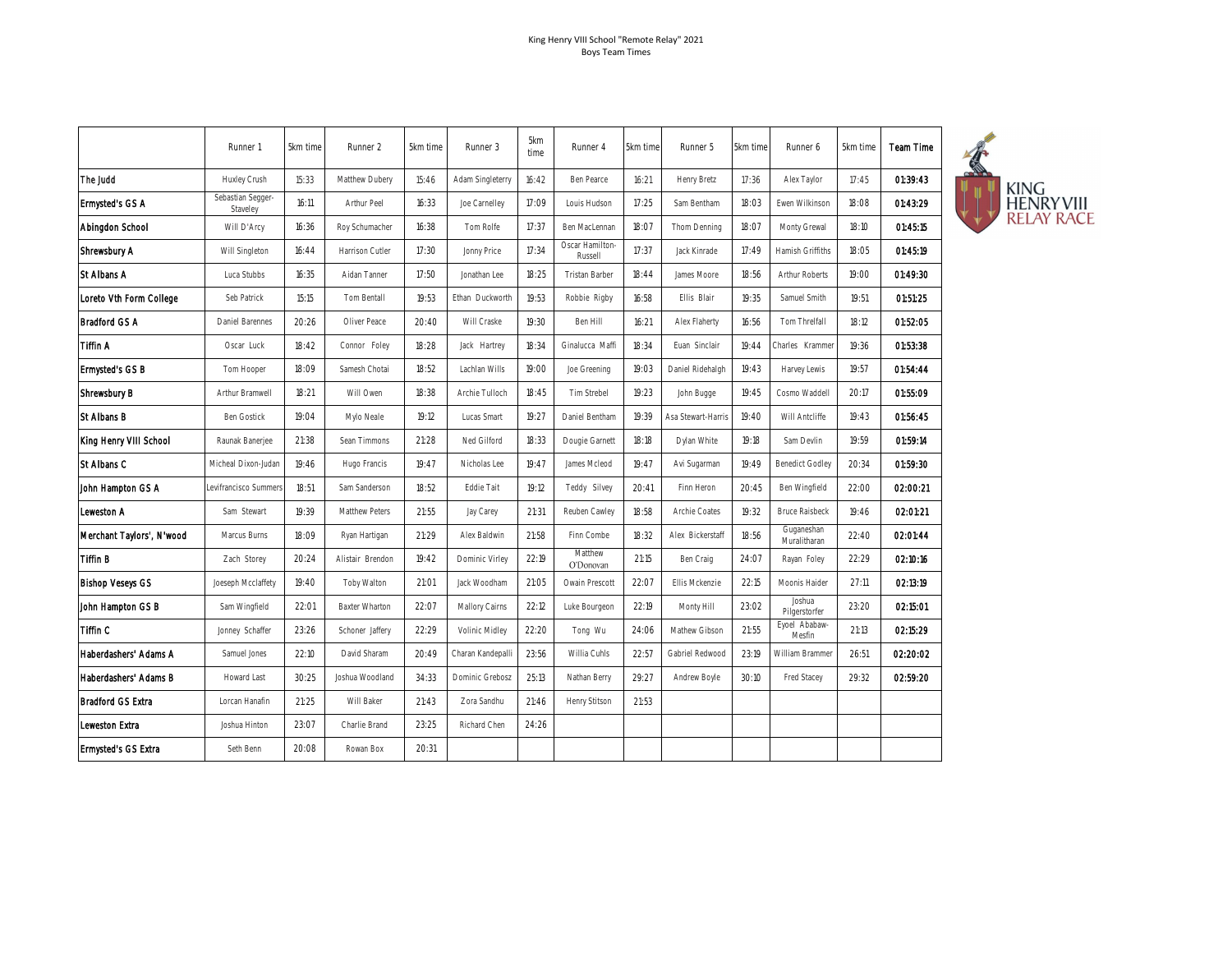King Henry VIII School "Remote Relay" 2021
Boys Team Times

| | Runner 1 | 5km time | Runner 2 | 5km time | Runner 3 | 5km time | Runner 4 | 5km time | Runner 5 | 5km time | Runner 6 | 5km time | Team Time |
|---|---|---|---|---|---|---|---|---|---|---|---|---|---|
| The Judd | Huxley Crush | 15:33 | Matthew Dubery | 15:46 | Adam Singleterry | 16:42 | Ben Pearce | 16:21 | Henry Bretz | 17:36 | Alex Taylor | 17:45 | 01:39:43 |
| Ermysted's GS A | Sebastian Segger-Staveley | 16:11 | Arthur Peel | 16:33 | Joe Carnelley | 17:09 | Louis Hudson | 17:25 | Sam Bentham | 18:03 | Ewen Wilkinson | 18:08 | 01:43:29 |
| Abingdon School | Will D'Arcy | 16:36 | Roy Schumacher | 16:38 | Tom Rolfe | 17:37 | Ben MacLennan | 18:07 | Thom Denning | 18:07 | Monty Grewal | 18:10 | 01:45:15 |
| Shrewsbury A | Will Singleton | 16:44 | Harrison Cutler | 17:30 | Jonny Price | 17:34 | Oscar Hamilton-Russell | 17:37 | Jack Kinrade | 17:49 | Hamish Griffiths | 18:05 | 01:45:19 |
| St Albans A | Luca Stubbs | 16:35 | Aidan Tanner | 17:50 | Jonathan Lee | 18:25 | Tristan Barber | 18:44 | James Moore | 18:56 | Arthur Roberts | 19:00 | 01:49:30 |
| Loreto Vth Form College | Seb Patrick | 15:15 | Tom Bentall | 19:53 | Ethan Duckworth | 19:53 | Robbie Rigby | 16:58 | Ellis Blair | 19:35 | Samuel Smith | 19:51 | 01:51:25 |
| Bradford GS A | Daniel Barennes | 20:26 | Oliver Peace | 20:40 | Will Craske | 19:30 | Ben Hill | 16:21 | Alex Flaherty | 16:56 | Tom Threlfall | 18:12 | 01:52:05 |
| Tiffin A | Oscar Luck | 18:42 | Connor Foley | 18:28 | Jack Hartrey | 18:34 | Ginalucca Maffi | 18:34 | Euan Sinclair | 19:44 | Charles Krammer | 19:36 | 01:53:38 |
| Ermysted's GS B | Tom Hooper | 18:09 | Samesh Chotai | 18:52 | Lachlan Wills | 19:00 | Joe Greening | 19:03 | Daniel Ridehalgh | 19:43 | Harvey Lewis | 19:57 | 01:54:44 |
| Shrewsbury B | Arthur Bramwell | 18:21 | Will Owen | 18:38 | Archie Tulloch | 18:45 | Tim Strebel | 19:23 | John Bugge | 19:45 | Cosmo Waddell | 20:17 | 01:55:09 |
| St Albans B | Ben Gostick | 19:04 | Mylo Neale | 19:12 | Lucas Smart | 19:27 | Daniel Bentham | 19:39 | Asa Stewart-Harris | 19:40 | Will Antcliffe | 19:43 | 01:56:45 |
| King Henry VIII School | Raunak Banerjee | 21:38 | Sean Timmons | 21:28 | Ned Gilford | 18:33 | Dougie Garnett | 18:18 | Dylan White | 19:18 | Sam Devlin | 19:59 | 01:59:14 |
| St Albans C | Micheal Dixon-Judan | 19:46 | Hugo Francis | 19:47 | Nicholas Lee | 19:47 | James Mcleod | 19:47 | Avi Sugarman | 19:49 | Benedict Godley | 20:34 | 01:59:30 |
| John Hampton GS A | Levifrancisco Summers | 18:51 | Sam Sanderson | 18:52 | Eddie Tait | 19:12 | Teddy Silvey | 20:41 | Finn Heron | 20:45 | Ben Wingfield | 22:00 | 02:00:21 |
| Leweston A | Sam Stewart | 19:39 | Matthew Peters | 21:55 | Jay Carey | 21:31 | Reuben Cawley | 18:58 | Archie Coates | 19:32 | Bruce Raisbeck | 19:46 | 02:01:21 |
| Merchant Taylors', N'wood | Marcus Burns | 18:09 | Ryan Hartigan | 21:29 | Alex Baldwin | 21:58 | Finn Combe | 18:32 | Alex Bickerstaff | 18:56 | Guganeshan Muralitharan | 22:40 | 02:01:44 |
| Tiffin B | Zach Storey | 20:24 | Alistair Brendon | 19:42 | Dominic Virley | 22:19 | Matthew O'Donovan | 21:15 | Ben Craig | 24:07 | Rayan Foley | 22:29 | 02:10:16 |
| Bishop Veseys GS | Joeseph Mcclaffety | 19:40 | Toby Walton | 21:01 | Jack Woodham | 21:05 | Owain Prescott | 22:07 | Ellis Mckenzie | 22:15 | Moonis Haider | 27:11 | 02:13:19 |
| John Hampton GS B | Sam Wingfield | 22:01 | Baxter Wharton | 22:07 | Mallory Cairns | 22:12 | Luke Bourgeon | 22:19 | Monty Hill | 23:02 | Joshua Pilgerstorfer | 23:20 | 02:15:01 |
| Tiffin C | Jonney Schaffer | 23:26 | Schoner Jaffery | 22:29 | Volinic Midley | 22:20 | Tong Wu | 24:06 | Mathew Gibson | 21:55 | Eyoel Ababaw-Mesfin | 21:13 | 02:15:29 |
| Haberdashers' Adams A | Samuel Jones | 22:10 | David Sharam | 20:49 | Charan Kandepalli | 23:56 | Willia Cuhls | 22:57 | Gabriel Redwood | 23:19 | William Brammer | 26:51 | 02:20:02 |
| Haberdashers' Adams B | Howard Last | 30:25 | Joshua Woodland | 34:33 | Dominic Grebosz | 25:13 | Nathan Berry | 29:27 | Andrew Boyle | 30:10 | Fred Stacey | 29:32 | 02:59:20 |
| Bradford GS Extra | Lorcan Hanafin | 21:25 | Will Baker | 21:43 | Zora Sandhu | 21:46 | Henry Stitson | 21:53 | | | | | |
| Leweston Extra | Joshua Hinton | 23:07 | Charlie Brand | 23:25 | Richard Chen | 24:26 | | | | | | | |
| Ermysted's GS Extra | Seth Benn | 20:08 | Rowan Box | 20:31 | | | | | | | | | |

KING HENRY VIII RELAY RACE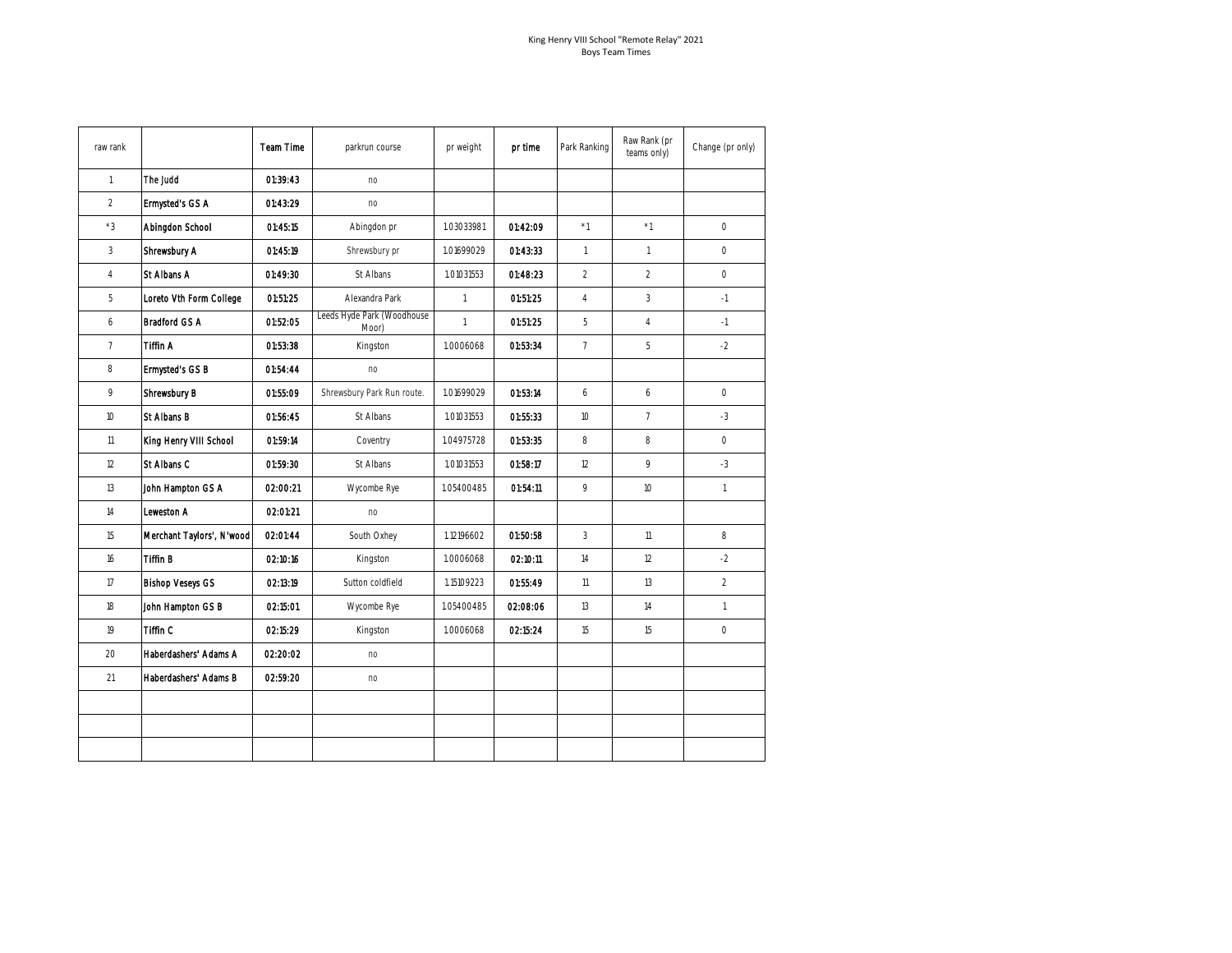King Henry VIII School "Remote Relay" 2021
Boys Team Times

| raw rank | | Team Time | parkrun course | pr weight | pr time | Park Ranking | Raw Rank (pr teams only) | Change (pr only) |
|---|---|---|---|---|---|---|---|---|
| 1 | The Judd | 01:39:43 | no | | | | | |
| 2 | Ermysted's GS A | 01:43:29 | no | | | | | |
| *3 | Abingdon School | 01:45:15 | Abingdon pr | 1.03033981 | 01:42:09 | *1 | *1 | 0 |
| 3 | Shrewsbury A | 01:45:19 | Shrewsbury pr | 1.01699029 | 01:43:33 | 1 | 1 | 0 |
| 4 | St Albans A | 01:49:30 | St Albans | 1.01031553 | 01:48:23 | 2 | 2 | 0 |
| 5 | Loreto Vth Form College | 01:51:25 | Alexandra Park | 1 | 01:51:25 | 4 | 3 | -1 |
| 6 | Bradford GS A | 01:52:05 | Leeds Hyde Park (Woodhouse Moor) | 1 | 01:51:25 | 5 | 4 | -1 |
| 7 | Tiffin A | 01:53:38 | Kingston | 1.0006068 | 01:53:34 | 7 | 5 | -2 |
| 8 | Ermysted's GS B | 01:54:44 | no | | | | | |
| 9 | Shrewsbury B | 01:55:09 | Shrewsbury Park Run route. | 1.01699029 | 01:53:14 | 6 | 6 | 0 |
| 10 | St Albans B | 01:56:45 | St Albans | 1.01031553 | 01:55:33 | 10 | 7 | -3 |
| 11 | King Henry VIII School | 01:59:14 | Coventry | 1.04975728 | 01:53:35 | 8 | 8 | 0 |
| 12 | St Albans C | 01:59:30 | St Albans | 1.01031553 | 01:58:17 | 12 | 9 | -3 |
| 13 | John Hampton GS A | 02:00:21 | Wycombe Rye | 1.05400485 | 01:54:11 | 9 | 10 | 1 |
| 14 | Leweston A | 02:01:21 | no | | | | | |
| 15 | Merchant Taylors', N'wood | 02:01:44 | South Oxhey | 1.12196602 | 01:50:58 | 3 | 11 | 8 |
| 16 | Tiffin B | 02:10:16 | Kingston | 1.0006068 | 02:10:11 | 14 | 12 | -2 |
| 17 | Bishop Veseys GS | 02:13:19 | Sutton coldfield | 1.15109223 | 01:55:49 | 11 | 13 | 2 |
| 18 | John Hampton GS B | 02:15:01 | Wycombe Rye | 1.05400485 | 02:08:06 | 13 | 14 | 1 |
| 19 | Tiffin C | 02:15:29 | Kingston | 1.0006068 | 02:15:24 | 15 | 15 | 0 |
| 20 | Haberdashers' Adams A | 02:20:02 | no | | | | | |
| 21 | Haberdashers' Adams B | 02:59:20 | no | | | | | |
| | | | | | | | | |
| | | | | | | | | |
| | | | | | | | | |